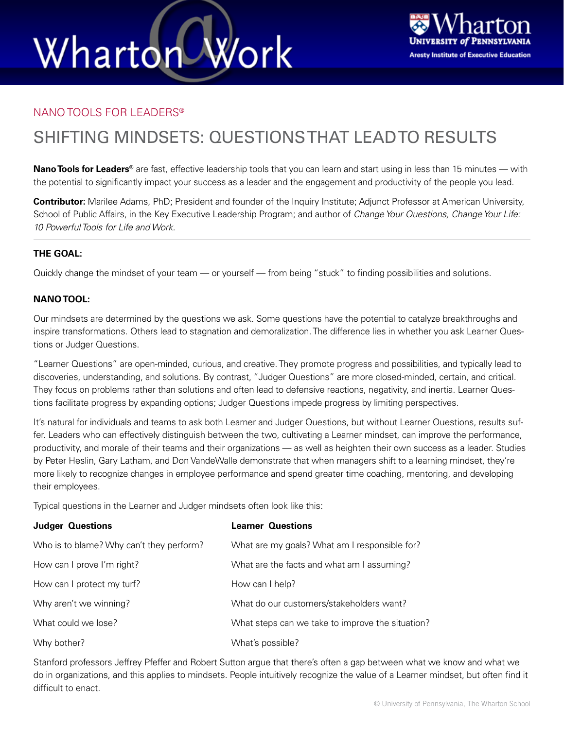NANO TOOLS FOR LEADERS®

# SHIFTING MINDSETS: QUESTIONS THAT LEAD TO RESULTS

**Nano Tools for Leaders®** are fast, effective leadership tools that you can learn and start using in less than 15 minutes — with the potential to significantly impact your success as a leader and the engagement and productivity of the people you lead.

**Contributor:** Marilee Adams, PhD; President and founder of the Inquiry Institute; Adjunct Professor at American University, School of Public Affairs, in the Key Executive Leadership Program; and author of *Change Your Questions, Change Your Life: 10 Powerful Tools for Life and Work.*

---

### THE GOAL:

Quickly change the mindset of your team — or yourself — from being "stuck" to finding possibilities and solutions.

### NANO TOOL:

Our mindsets are determined by the questions we ask. Some questions have the potential to catalyze breakthroughs and inspire transformations. Others lead to stagnation and demoralization. The difference lies in whether you ask Learner Questions or Judger Questions.

"Learner Questions" are open-minded, curious, and creative. They promote progress and possibilities, and typically lead to discoveries, understanding, and solutions. By contrast, "Judger Questions" are more closed-minded, certain, and critical. They focus on problems rather than solutions and often lead to defensive reactions, negativity, and inertia. Learner Questions facilitate progress by expanding options; Judger Questions impede progress by limiting perspectives.

It's natural for individuals and teams to ask both Learner and Judger Questions, but without Learner Questions, results suffer. Leaders who can effectively distinguish between the two, cultivating a Learner mindset, can improve the performance, productivity, and morale of their teams and their organizations — as well as heighten their own success as a leader. Studies by Peter Heslin, Gary Latham, and Don VandeWalle demonstrate that when managers shift to a learning mindset, they're more likely to recognize changes in employee performance and spend greater time coaching, mentoring, and developing their employees.

Typical questions in the Learner and Judger mindsets often look like this:

| Judger Questions | Learner Questions |
|---|---|
| Who is to blame? Why can't they perform? | What are my goals? What am I responsible for? |
| How can I prove I'm right? | What are the facts and what am I assuming? |
| How can I protect my turf? | How can I help? |
| Why aren't we winning? | What do our customers/stakeholders want? |
| What could we lose? | What steps can we take to improve the situation? |
| Why bother? | What's possible? |

Stanford professors Jeffrey Pfeffer and Robert Sutton argue that there's often a gap between what we know and what we do in organizations, and this applies to mindsets. People intuitively recognize the value of a Learner mindset, but often find it difficult to enact.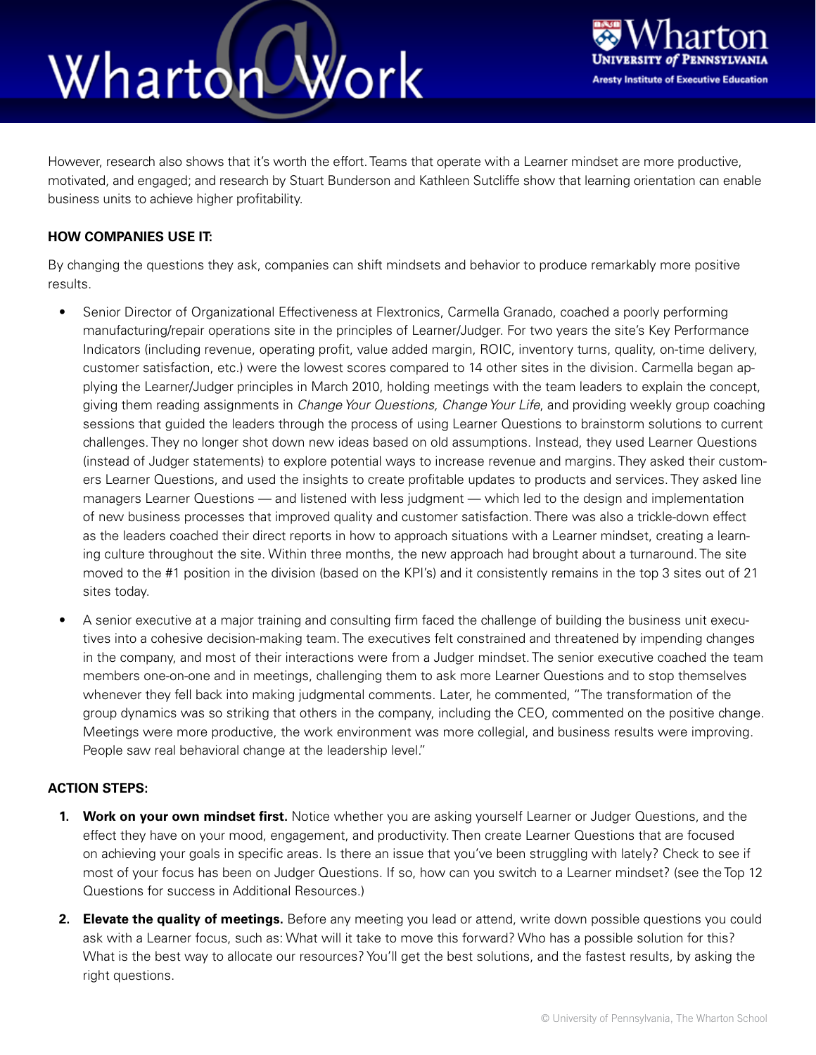However, research also shows that it's worth the effort. Teams that operate with a Learner mindset are more productive, motivated, and engaged; and research by Stuart Bunderson and Kathleen Sutcliffe show that learning orientation can enable business units to achieve higher profitability.

**HOW COMPANIES USE IT:**

By changing the questions they ask, companies can shift mindsets and behavior to produce remarkably more positive results.

- Senior Director of Organizational Effectiveness at Flextronics, Carmella Granado, coached a poorly performing manufacturing/repair operations site in the principles of Learner/Judger. For two years the site's Key Performance Indicators (including revenue, operating profit, value added margin, ROIC, inventory turns, quality, on-time delivery, customer satisfaction, etc.) were the lowest scores compared to 14 other sites in the division. Carmella began applying the Learner/Judger principles in March 2010, holding meetings with the team leaders to explain the concept, giving them reading assignments in *Change Your Questions, Change Your Life*, and providing weekly group coaching sessions that guided the leaders through the process of using Learner Questions to brainstorm solutions to current challenges. They no longer shot down new ideas based on old assumptions. Instead, they used Learner Questions (instead of Judger statements) to explore potential ways to increase revenue and margins. They asked their customers Learner Questions, and used the insights to create profitable updates to products and services. They asked line managers Learner Questions — and listened with less judgment — which led to the design and implementation of new business processes that improved quality and customer satisfaction. There was also a trickle-down effect as the leaders coached their direct reports in how to approach situations with a Learner mindset, creating a learning culture throughout the site. Within three months, the new approach had brought about a turnaround. The site moved to the #1 position in the division (based on the KPI's) and it consistently remains in the top 3 sites out of 21 sites today.
- A senior executive at a major training and consulting firm faced the challenge of building the business unit executives into a cohesive decision-making team. The executives felt constrained and threatened by impending changes in the company, and most of their interactions were from a Judger mindset. The senior executive coached the team members one-on-one and in meetings, challenging them to ask more Learner Questions and to stop themselves whenever they fell back into making judgmental comments. Later, he commented, "The transformation of the group dynamics was so striking that others in the company, including the CEO, commented on the positive change. Meetings were more productive, the work environment was more collegial, and business results were improving. People saw real behavioral change at the leadership level."

**ACTION STEPS:**

1. **Work on your own mindset first.** Notice whether you are asking yourself Learner or Judger Questions, and the effect they have on your mood, engagement, and productivity. Then create Learner Questions that are focused on achieving your goals in specific areas. Is there an issue that you've been struggling with lately? Check to see if most of your focus has been on Judger Questions. If so, how can you switch to a Learner mindset? (see the Top 12 Questions for success in Additional Resources.)
2. **Elevate the quality of meetings.** Before any meeting you lead or attend, write down possible questions you could ask with a Learner focus, such as: What will it take to move this forward? Who has a possible solution for this? What is the best way to allocate our resources? You'll get the best solutions, and the fastest results, by asking the right questions.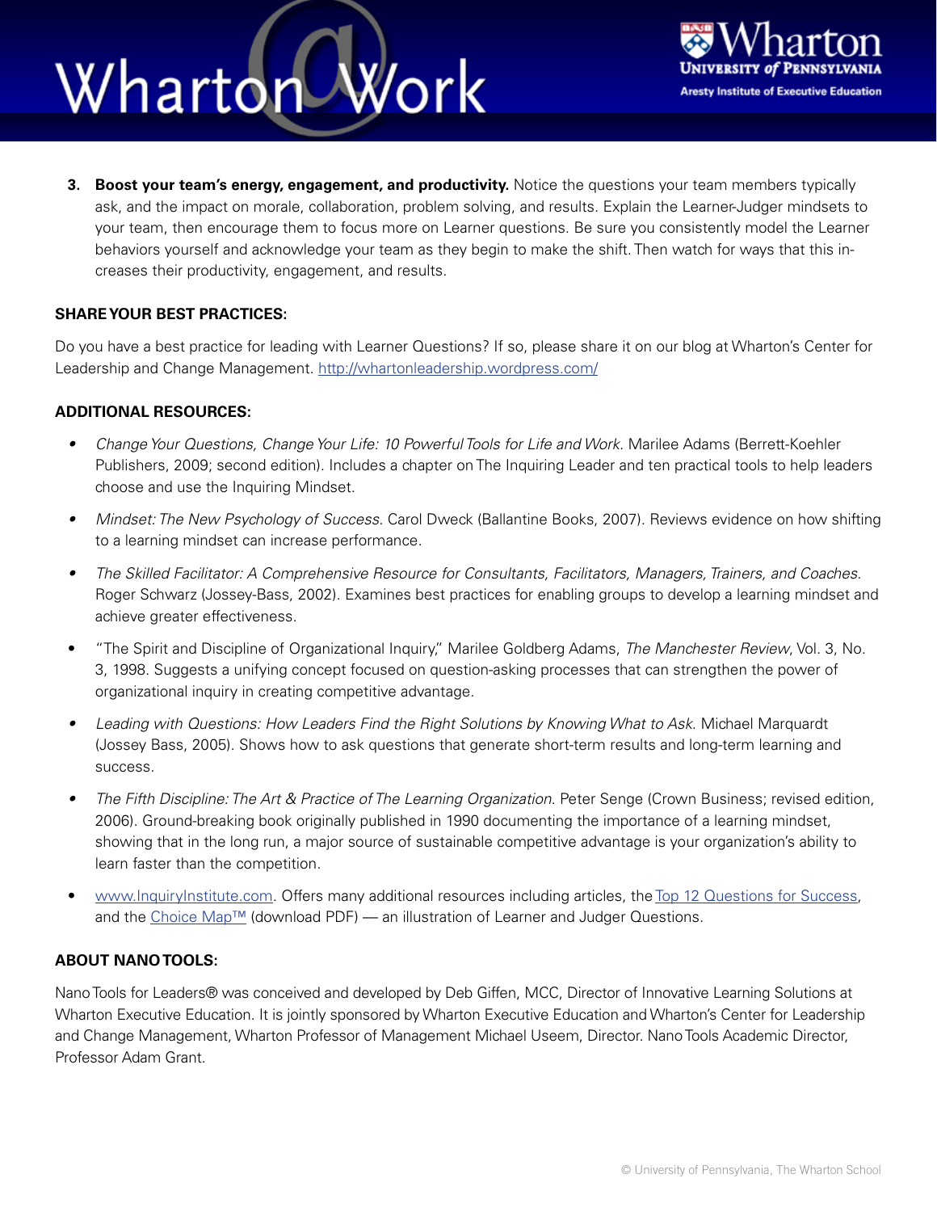3. **Boost your team's energy, engagement, and productivity.** Notice the questions your team members typically ask, and the impact on morale, collaboration, problem solving, and results. Explain the Learner-Judger mindsets to your team, then encourage them to focus more on Learner questions. Be sure you consistently model the Learner behaviors yourself and acknowledge your team as they begin to make the shift. Then watch for ways that this increases their productivity, engagement, and results.

**SHARE YOUR BEST PRACTICES:**

Do you have a best practice for leading with Learner Questions? If so, please share it on our blog at Wharton's Center for Leadership and Change Management. [http://whartonleadership.wordpress.com/](http://whartonleadership.wordpress.com/)

**ADDITIONAL RESOURCES:**

- *Change Your Questions, Change Your Life: 10 Powerful Tools for Life and Work*. Marilee Adams (Berrett-Koehler Publishers, 2009; second edition). Includes a chapter on The Inquiring Leader and ten practical tools to help leaders choose and use the Inquiring Mindset.
- *Mindset: The New Psychology of Success*. Carol Dweck (Ballantine Books, 2007). Reviews evidence on how shifting to a learning mindset can increase performance.
- *The Skilled Facilitator: A Comprehensive Resource for Consultants, Facilitators, Managers, Trainers, and Coaches*. Roger Schwarz (Jossey-Bass, 2002). Examines best practices for enabling groups to develop a learning mindset and achieve greater effectiveness.
- "The Spirit and Discipline of Organizational Inquiry," Marilee Goldberg Adams, *The Manchester Review*, Vol. 3, No. 3, 1998. Suggests a unifying concept focused on question-asking processes that can strengthen the power of organizational inquiry in creating competitive advantage.
- *Leading with Questions: How Leaders Find the Right Solutions by Knowing What to Ask*. Michael Marquardt (Jossey Bass, 2005). Shows how to ask questions that generate short-term results and long-term learning and success.
- *The Fifth Discipline: The Art & Practice of The Learning Organization*. Peter Senge (Crown Business; revised edition, 2006). Ground-breaking book originally published in 1990 documenting the importance of a learning mindset, showing that in the long run, a major source of sustainable competitive advantage is your organization's ability to learn faster than the competition.
- [www.InquiryInstitute.com](www.InquiryInstitute.com). Offers many additional resources including articles, the Top 12 Questions for Success, and the Choice Map™ (download PDF) — an illustration of Learner and Judger Questions.

**ABOUT NANO TOOLS:**

Nano Tools for Leaders® was conceived and developed by Deb Giffen, MCC, Director of Innovative Learning Solutions at Wharton Executive Education. It is jointly sponsored by Wharton Executive Education and Wharton's Center for Leadership and Change Management, Wharton Professor of Management Michael Useem, Director. Nano Tools Academic Director, Professor Adam Grant.